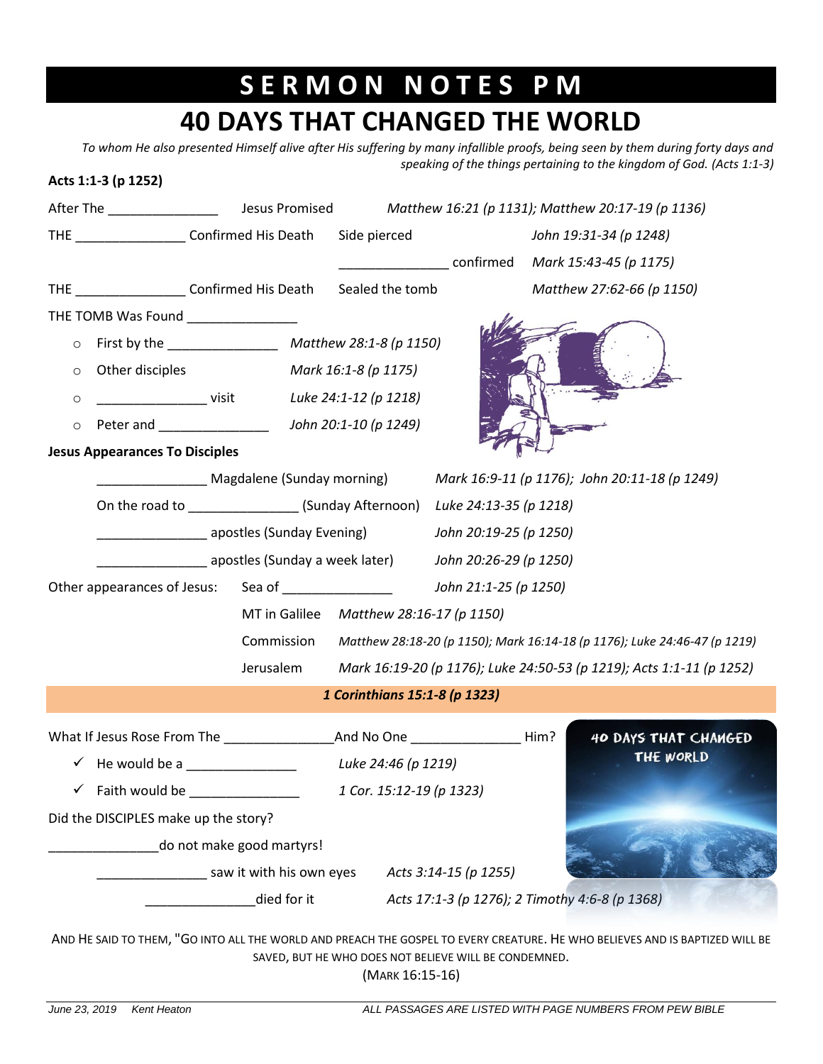# SERMON NOTES PM

## 40 DAYS THAT CHANGED THE WORLD

*To whom He also presented Himself alive after His suffering by many infallible proofs, being seen by them during forty days and speaking of the things pertaining to the kingdom of God. (Acts 1:1-3)*

**Acts 1:1-3 (p 1252)**

After The _______________ Jesus Promised — *Matthew 16:21 (p 1131); Matthew 20:17-19 (p 1136)*

THE _______________ Confirmed His Death — Side pierced — *John 19:31-34 (p 1248)*

_______________ confirmed — *Mark 15:43-45 (p 1175)*

THE _______________ Confirmed His Death — Sealed the tomb — *Matthew 27:62-66 (p 1150)*

THE TOMB Was Found _______________

- First by the _______________ — *Matthew 28:1-8 (p 1150)*
- Other disciples — *Mark 16:1-8 (p 1175)*
- _______________ visit — *Luke 24:1-12 (p 1218)*
- Peter and _______________ — *John 20:1-10 (p 1249)*

**Jesus Appearances To Disciples**

- _______________ Magdalene (Sunday morning) — *Mark 16:9-11 (p 1176); John 20:11-18 (p 1249)*
- On the road to _______________ (Sunday Afternoon) — *Luke 24:13-35 (p 1218)*
- _______________ apostles (Sunday Evening) — *John 20:19-25 (p 1250)*
- _______________ apostles (Sunday a week later) — *John 20:26-29 (p 1250)*

Other appearances of Jesus:

- Sea of _______________ — *John 21:1-25 (p 1250)*
- MT in Galilee — *Matthew 28:16-17 (p 1150)*
- Commission — *Matthew 28:18-20 (p 1150); Mark 16:14-18 (p 1176); Luke 24:46-47 (p 1219)*
- Jerusalem — *Mark 16:19-20 (p 1176); Luke 24:50-53 (p 1219); Acts 1:1-11 (p 1252)*

***1 Corinthians 15:1-8 (p 1323)***

What If Jesus Rose From The _______________ And No One _______________ Him?

- ✓ He would be a _______________ — *Luke 24:46 (p 1219)*
- ✓ Faith would be _______________ — *1 Cor. 15:12-19 (p 1323)*

40 DAYS THAT CHANGED THE WORLD

Did the DISCIPLES make up the story?

_______________ do not make good martyrs!

- _______________ saw it with his own eyes — *Acts 3:14-15 (p 1255)*
- _______________ died for it — *Acts 17:1-3 (p 1276); 2 Timothy 4:6-8 (p 1368)*

AND HE SAID TO THEM, "GO INTO ALL THE WORLD AND PREACH THE GOSPEL TO EVERY CREATURE. HE WHO BELIEVES AND IS BAPTIZED WILL BE SAVED, BUT HE WHO DOES NOT BELIEVE WILL BE CONDEMNED.
(MARK 16:15-16)

*June 23, 2019 Kent Heaton* — *ALL PASSAGES ARE LISTED WITH PAGE NUMBERS FROM PEW BIBLE*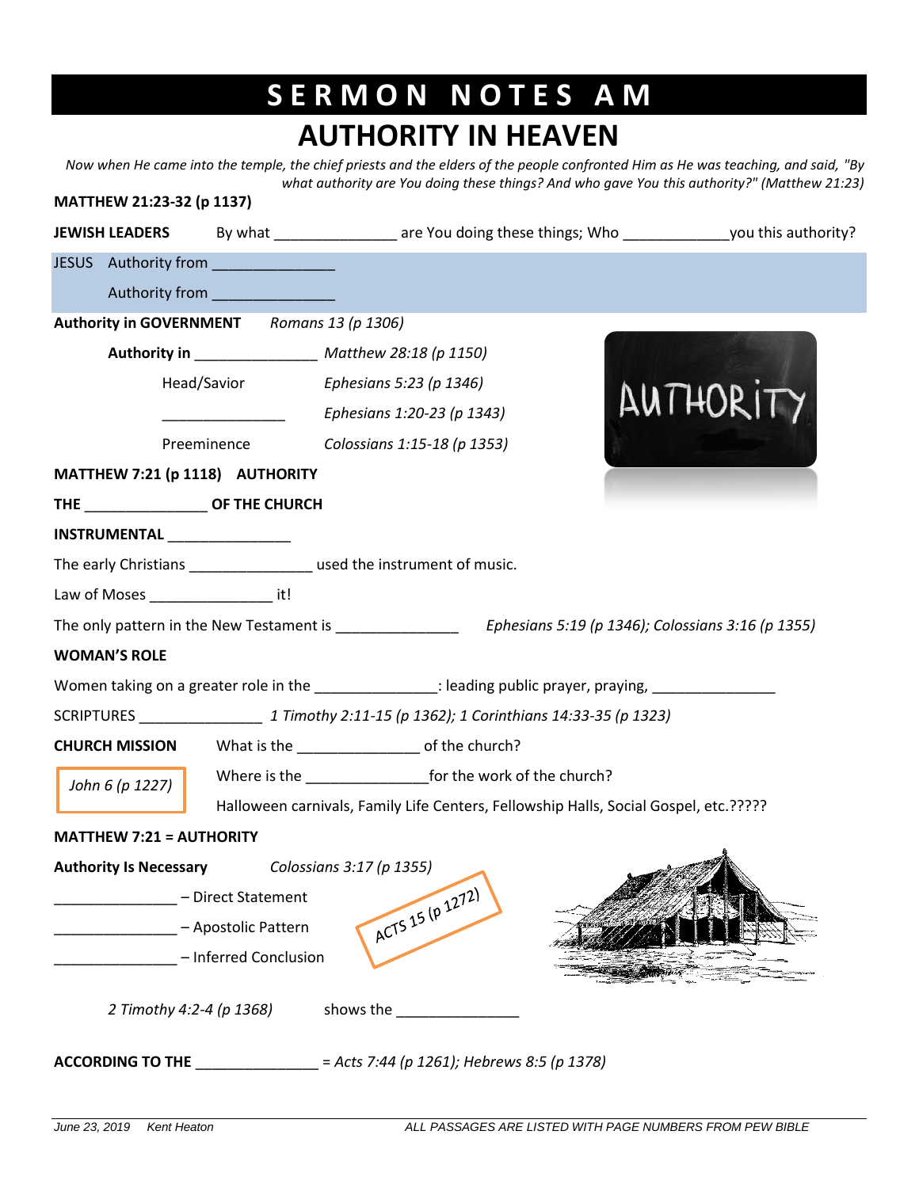# SERMON NOTES AM

## AUTHORITY IN HEAVEN

*Now when He came into the temple, the chief priests and the elders of the people confronted Him as He was teaching, and said, "By what authority are You doing these things? And who gave You this authority?" (Matthew 21:23)*

**MATTHEW 21:23-32 (p 1137)**

**JEWISH LEADERS** By what _______________ are You doing these things; Who _____________you this authority?

JESUS Authority from _______________

Authority from _______________

**Authority in GOVERNMENT** *Romans 13 (p 1306)*

**Authority in** _______________ *Matthew 28:18 (p 1150)*

Head/Savior *Ephesians 5:23 (p 1346)*

_______________ *Ephesians 1:20-23 (p 1343)*

Preeminence *Colossians 1:15-18 (p 1353)*

AUTHORITY

**MATTHEW 7:21 (p 1118) AUTHORITY**

**THE _______________ OF THE CHURCH**

**INSTRUMENTAL _______________**

The early Christians _______________ used the instrument of music.

Law of Moses _______________ it!

The only pattern in the New Testament is _______________ *Ephesians 5:19 (p 1346); Colossians 3:16 (p 1355)*

**WOMAN'S ROLE**

Women taking on a greater role in the _______________: leading public prayer, praying, _______________

SCRIPTURES _______________ *1 Timothy 2:11-15 (p 1362); 1 Corinthians 14:33-35 (p 1323)*

**CHURCH MISSION** What is the _______________ of the church?

*John 6 (p 1227)*

Where is the _______________for the work of the church?

Halloween carnivals, Family Life Centers, Fellowship Halls, Social Gospel, etc.?????

**MATTHEW 7:21 = AUTHORITY**

**Authority Is Necessary** *Colossians 3:17 (p 1355)*

_______________ – Direct Statement

_______________ – Apostolic Pattern

_______________ – Inferred Conclusion

ACTS 15 (p 1272)

*2 Timothy 4:2-4 (p 1368)* shows the _______________

**ACCORDING TO THE** _______________ = *Acts 7:44 (p 1261); Hebrews 8:5 (p 1378)*

*June 23, 2019 Kent Heaton* *ALL PASSAGES ARE LISTED WITH PAGE NUMBERS FROM PEW BIBLE*